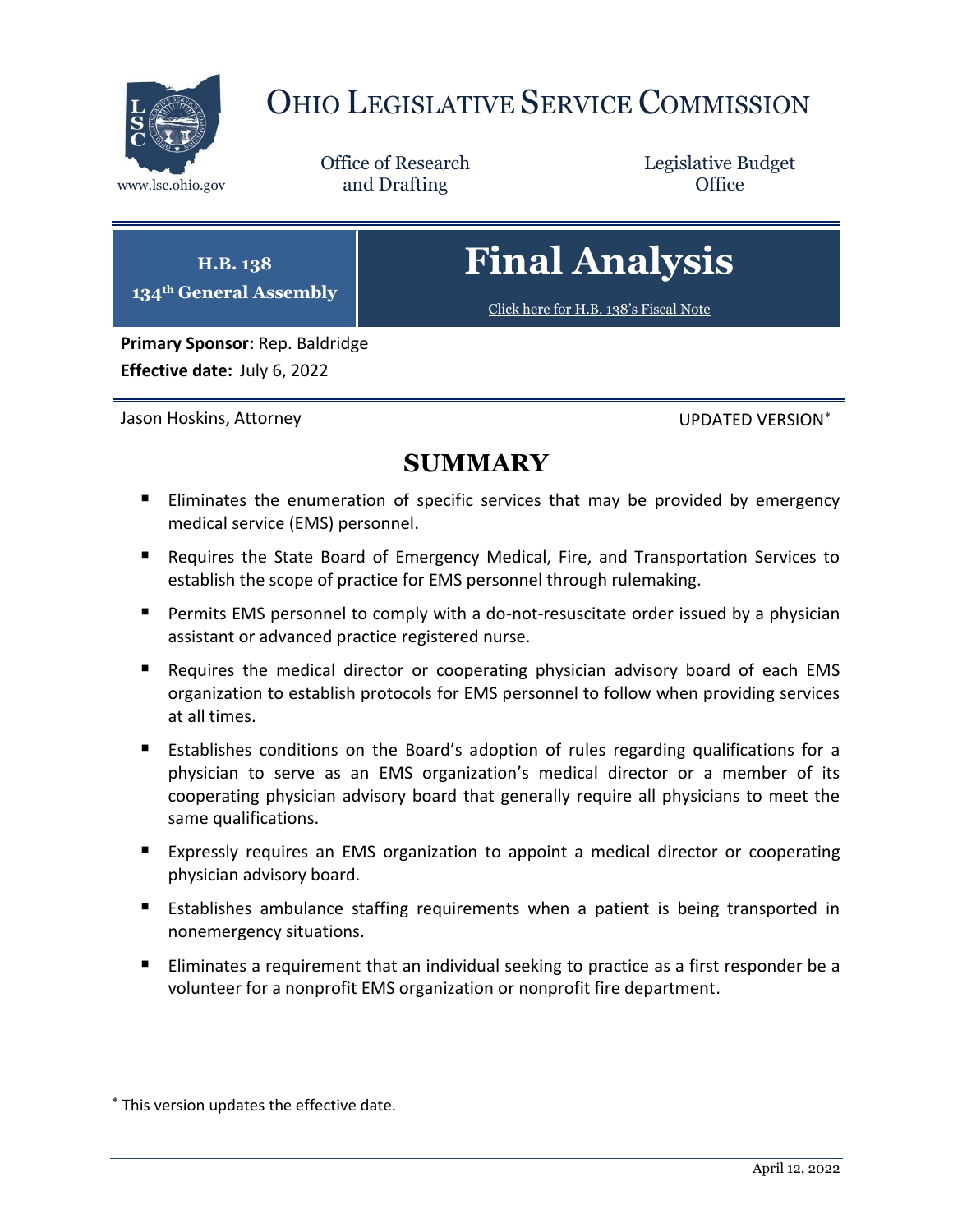# Ohio Legislative Service Commission

www.lsc.ohio.gov

Office of Research and Drafting

Legislative Budget Office

**H.B. 138**
**134th General Assembly**

# Final Analysis

[Click here for H.B. 138's Fiscal Note]

**Primary Sponsor:** Rep. Baldridge
**Effective date:** July 6, 2022

Jason Hoskins, Attorney

UPDATED VERSION*

## SUMMARY

- Eliminates the enumeration of specific services that may be provided by emergency medical service (EMS) personnel.
- Requires the State Board of Emergency Medical, Fire, and Transportation Services to establish the scope of practice for EMS personnel through rulemaking.
- Permits EMS personnel to comply with a do-not-resuscitate order issued by a physician assistant or advanced practice registered nurse.
- Requires the medical director or cooperating physician advisory board of each EMS organization to establish protocols for EMS personnel to follow when providing services at all times.
- Establishes conditions on the Board's adoption of rules regarding qualifications for a physician to serve as an EMS organization's medical director or a member of its cooperating physician advisory board that generally require all physicians to meet the same qualifications.
- Expressly requires an EMS organization to appoint a medical director or cooperating physician advisory board.
- Establishes ambulance staffing requirements when a patient is being transported in nonemergency situations.
- Eliminates a requirement that an individual seeking to practice as a first responder be a volunteer for a nonprofit EMS organization or nonprofit fire department.

---

* This version updates the effective date.

April 12, 2022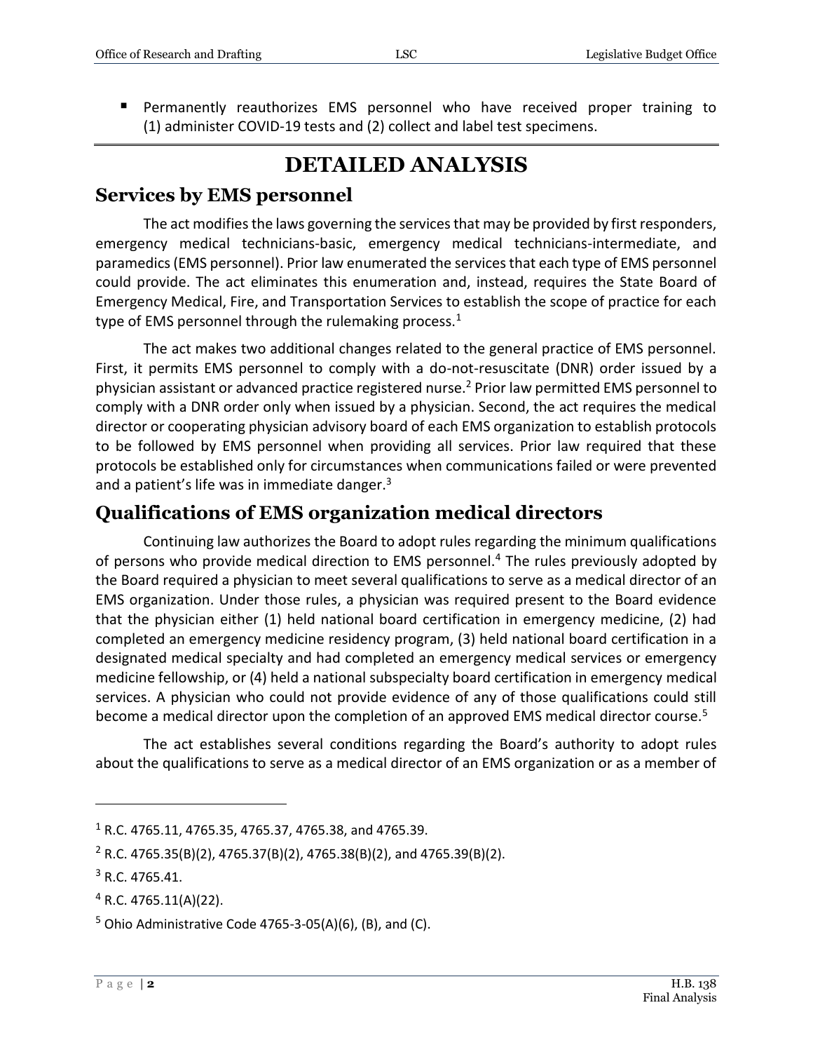- Permanently reauthorizes EMS personnel who have received proper training to (1) administer COVID-19 tests and (2) collect and label test specimens.

# DETAILED ANALYSIS

## Services by EMS personnel

The act modifies the laws governing the services that may be provided by first responders, emergency medical technicians-basic, emergency medical technicians-intermediate, and paramedics (EMS personnel). Prior law enumerated the services that each type of EMS personnel could provide. The act eliminates this enumeration and, instead, requires the State Board of Emergency Medical, Fire, and Transportation Services to establish the scope of practice for each type of EMS personnel through the rulemaking process.[1]

The act makes two additional changes related to the general practice of EMS personnel. First, it permits EMS personnel to comply with a do-not-resuscitate (DNR) order issued by a physician assistant or advanced practice registered nurse.[2] Prior law permitted EMS personnel to comply with a DNR order only when issued by a physician. Second, the act requires the medical director or cooperating physician advisory board of each EMS organization to establish protocols to be followed by EMS personnel when providing all services. Prior law required that these protocols be established only for circumstances when communications failed or were prevented and a patient's life was in immediate danger.[3]

## Qualifications of EMS organization medical directors

Continuing law authorizes the Board to adopt rules regarding the minimum qualifications of persons who provide medical direction to EMS personnel.[4] The rules previously adopted by the Board required a physician to meet several qualifications to serve as a medical director of an EMS organization. Under those rules, a physician was required present to the Board evidence that the physician either (1) held national board certification in emergency medicine, (2) had completed an emergency medicine residency program, (3) held national board certification in a designated medical specialty and had completed an emergency medical services or emergency medicine fellowship, or (4) held a national subspecialty board certification in emergency medical services. A physician who could not provide evidence of any of those qualifications could still become a medical director upon the completion of an approved EMS medical director course.[5]

The act establishes several conditions regarding the Board's authority to adopt rules about the qualifications to serve as a medical director of an EMS organization or as a member of

---

[1] R.C. 4765.11, 4765.35, 4765.37, 4765.38, and 4765.39.

[2] R.C. 4765.35(B)(2), 4765.37(B)(2), 4765.38(B)(2), and 4765.39(B)(2).

[3] R.C. 4765.41.

[4] R.C. 4765.11(A)(22).

[5] Ohio Administrative Code 4765-3-05(A)(6), (B), and (C).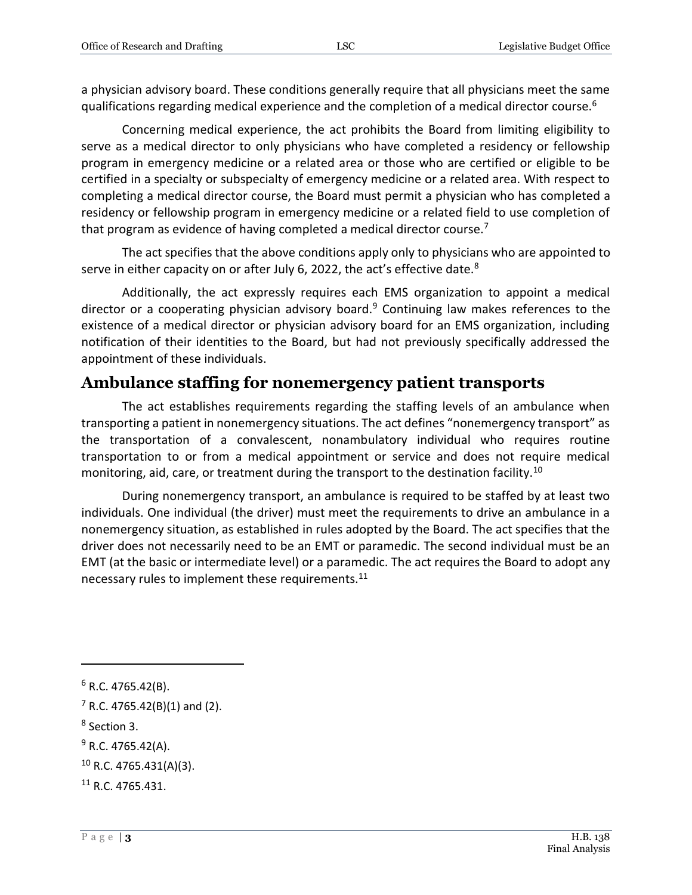a physician advisory board. These conditions generally require that all physicians meet the same qualifications regarding medical experience and the completion of a medical director course.[6]

Concerning medical experience, the act prohibits the Board from limiting eligibility to serve as a medical director to only physicians who have completed a residency or fellowship program in emergency medicine or a related area or those who are certified or eligible to be certified in a specialty or subspecialty of emergency medicine or a related area. With respect to completing a medical director course, the Board must permit a physician who has completed a residency or fellowship program in emergency medicine or a related field to use completion of that program as evidence of having completed a medical director course.[7]

The act specifies that the above conditions apply only to physicians who are appointed to serve in either capacity on or after July 6, 2022, the act's effective date.[8]

Additionally, the act expressly requires each EMS organization to appoint a medical director or a cooperating physician advisory board.[9] Continuing law makes references to the existence of a medical director or physician advisory board for an EMS organization, including notification of their identities to the Board, but had not previously specifically addressed the appointment of these individuals.

## Ambulance staffing for nonemergency patient transports

The act establishes requirements regarding the staffing levels of an ambulance when transporting a patient in nonemergency situations. The act defines "nonemergency transport" as the transportation of a convalescent, nonambulatory individual who requires routine transportation to or from a medical appointment or service and does not require medical monitoring, aid, care, or treatment during the transport to the destination facility.[10]

During nonemergency transport, an ambulance is required to be staffed by at least two individuals. One individual (the driver) must meet the requirements to drive an ambulance in a nonemergency situation, as established in rules adopted by the Board. The act specifies that the driver does not necessarily need to be an EMT or paramedic. The second individual must be an EMT (at the basic or intermediate level) or a paramedic. The act requires the Board to adopt any necessary rules to implement these requirements.[11]

---

[6] R.C. 4765.42(B).

[7] R.C. 4765.42(B)(1) and (2).

[8] Section 3.

[9] R.C. 4765.42(A).

[10] R.C. 4765.431(A)(3).

[11] R.C. 4765.431.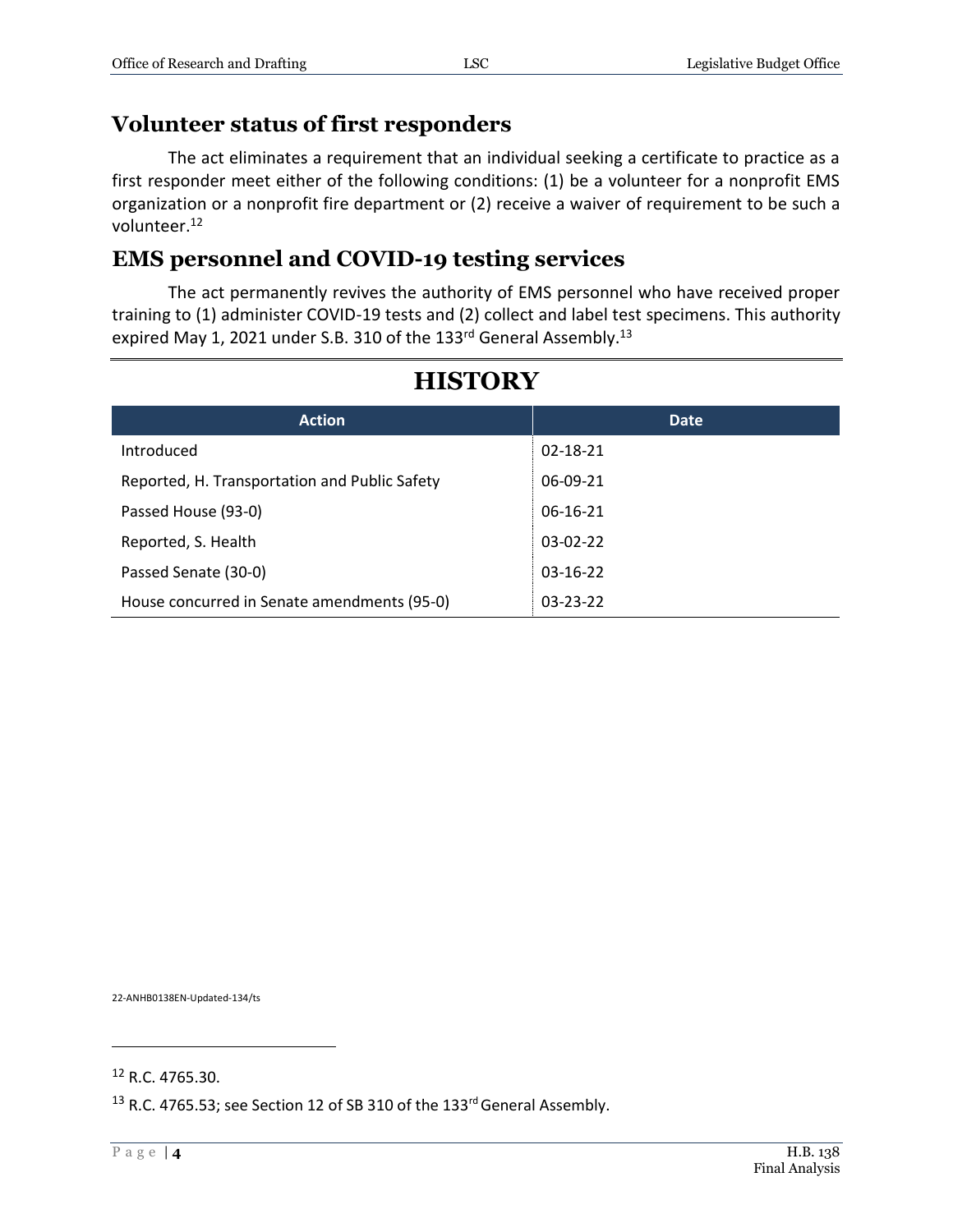## Volunteer status of first responders

The act eliminates a requirement that an individual seeking a certificate to practice as a first responder meet either of the following conditions: (1) be a volunteer for a nonprofit EMS organization or a nonprofit fire department or (2) receive a waiver of requirement to be such a volunteer.[12]

## EMS personnel and COVID-19 testing services

The act permanently revives the authority of EMS personnel who have received proper training to (1) administer COVID-19 tests and (2) collect and label test specimens. This authority expired May 1, 2021 under S.B. 310 of the 133rd General Assembly.[13]

# HISTORY

| Action | Date |
|---|---|
| Introduced | 02-18-21 |
| Reported, H. Transportation and Public Safety | 06-09-21 |
| Passed House (93-0) | 06-16-21 |
| Reported, S. Health | 03-02-22 |
| Passed Senate (30-0) | 03-16-22 |
| House concurred in Senate amendments (95-0) | 03-23-22 |

22-ANHB0138EN-Updated-134/ts

---

[12] R.C. 4765.30.

[13] R.C. 4765.53; see Section 12 of SB 310 of the 133rd General Assembly.